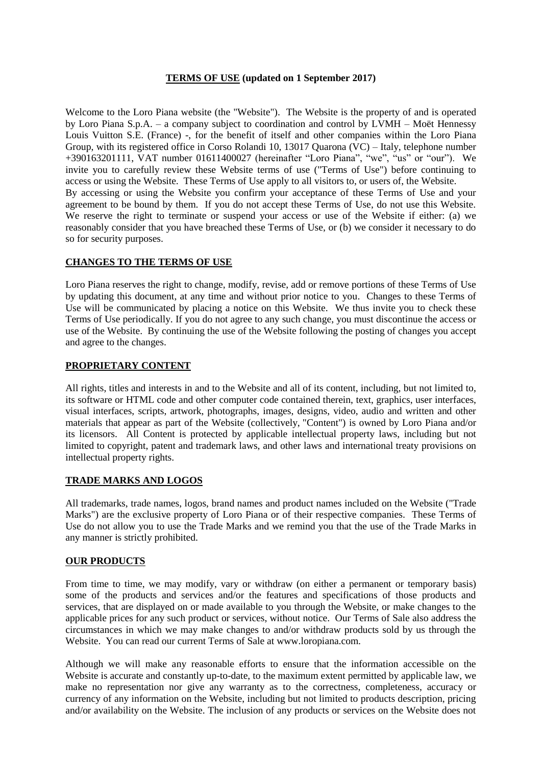# **TERMS OF USE** (updated on 1 September 2017)

Welcome to the Loro Piana website (the "Website"). The Website is the property of and is operated by Loro Piana S.p.A. – a company subject to coordination and control by LVMH – Moët Hennessy Louis Vuitton S.E. (France) -, for the benefit of itself and other companies within the Loro Piana Group, with its registered office in Corso Rolandi 10, 13017 Quarona (VC) – Italy, telephone number +390163201111, VAT number 01611400027 (hereinafter "Loro Piana", "we", "us" or "our"). We invite you to carefully review these Website terms of use ("Terms of Use") before continuing to access or using the Website. These Terms of Use apply to all visitors to, or users of, the Website.

By accessing or using the Website you confirm your acceptance of these Terms of Use and your agreement to be bound by them. If you do not accept these Terms of Use, do not use this Website. We reserve the right to terminate or suspend your access or use of the Website if either: (a) we reasonably consider that you have breached these Terms of Use, or (b) we consider it necessary to do so for security purposes.

## **CHANGES TO THE TERMS OF USE**

Loro Piana reserves the right to change, modify, revise, add or remove portions of these Terms of Use by updating this document, at any time and without prior notice to you. Changes to these Terms of Use will be communicated by placing a notice on this Website. We thus invite you to check these Terms of Use periodically. If you do not agree to any such change, you must discontinue the access or use of the Website. By continuing the use of the Website following the posting of changes you accept and agree to the changes.

## **PROPRIETARY CONTENT**

All rights, titles and interests in and to the Website and all of its content, including, but not limited to, its software or HTML code and other computer code contained therein, text, graphics, user interfaces, visual interfaces, scripts, artwork, photographs, images, designs, video, audio and written and other materials that appear as part of the Website (collectively, "Content") is owned by Loro Piana and/or its licensors. All Content is protected by applicable intellectual property laws, including but not limited to copyright, patent and trademark laws, and other laws and international treaty provisions on intellectual property rights.

## **TRADE MARKS AND LOGOS**

All trademarks, trade names, logos, brand names and product names included on the Website ("Trade Marks") are the exclusive property of Loro Piana or of their respective companies. These Terms of Use do not allow you to use the Trade Marks and we remind you that the use of the Trade Marks in any manner is strictly prohibited.

## **OUR PRODUCTS**

From time to time, we may modify, vary or withdraw (on either a permanent or temporary basis) some of the products and services and/or the features and specifications of those products and services, that are displayed on or made available to you through the Website, or make changes to the applicable prices for any such product or services, without notice. Our Terms of Sale also address the circumstances in which we may make changes to and/or withdraw products sold by us through the Website. You can read our current Terms of Sale at www.loropiana.com.

Although we will make any reasonable efforts to ensure that the information accessible on the Website is accurate and constantly up-to-date, to the maximum extent permitted by applicable law, we make no representation nor give any warranty as to the correctness, completeness, accuracy or currency of any information on the Website, including but not limited to products description, pricing and/or availability on the Website. The inclusion of any products or services on the Website does not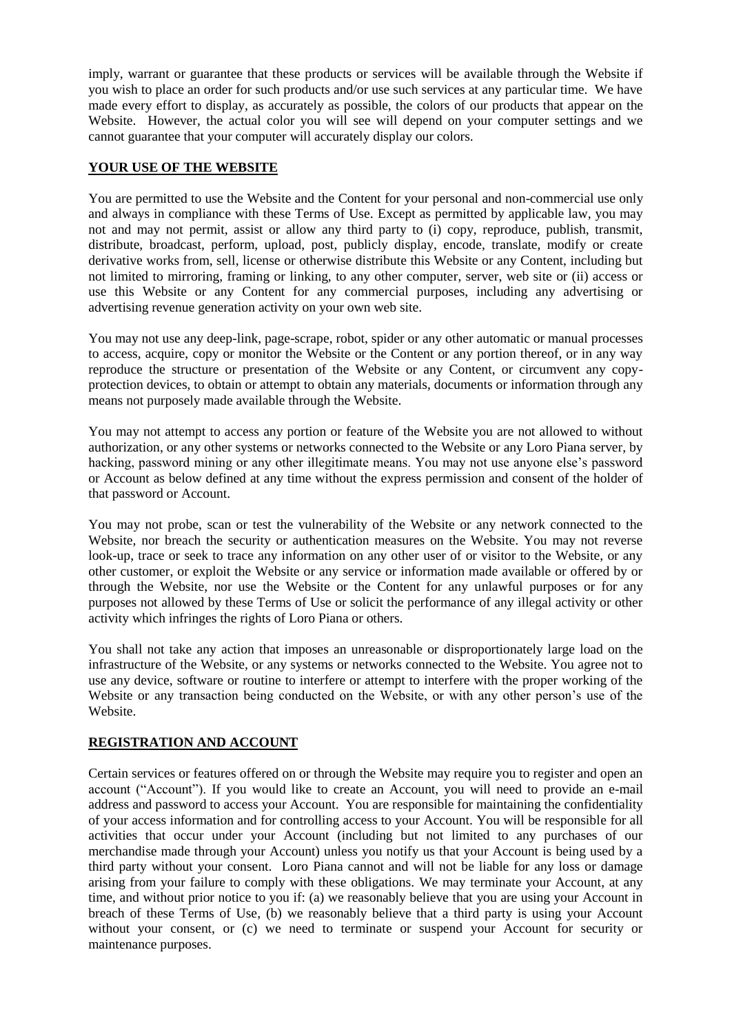imply, warrant or guarantee that these products or services will be available through the Website if you wish to place an order for such products and/or use such services at any particular time. We have made every effort to display, as accurately as possible, the colors of our products that appear on the Website. However, the actual color you will see will depend on your computer settings and we cannot guarantee that your computer will accurately display our colors.

## YOUR USE OF THE WEBSITE

You are permitted to use the Website and the Content for your personal and non-commercial use only and always in compliance with these Terms of Use. Except as permitted by applicable law, you may not and may not permit, assist or allow any third party to (i) copy, reproduce, publish, transmit, distribute, broadcast, perform, upload, post, publicly display, encode, translate, modify or create derivative works from, sell, license or otherwise distribute this Website or any Content, including but not limited to mirroring, framing or linking, to any other computer, server, web site or (ii) access or use this Website or any Content for any commercial purposes, including any advertising or advertising revenue generation activity on your own web site.

You may not use any deep-link, page-scrape, robot, spider or any other automatic or manual processes to access, acquire, copy or monitor the Website or the Content or any portion thereof, or in any way reproduce the structure or presentation of the Website or any Content, or circumvent any copy-protection devices, to obtain or attempt to obtain any materials, documents or information through any means not purposely made available through the Website.

You may not attempt to access any portion or feature of the Website you are not allowed to without authorization, or any other systems or networks connected to the Website or any Loro Piana server, by hacking, password mining or any other illegitimate means. You may not use anyone else's password or Account as below defined at any time without the express permission and consent of the holder of that password or Account.

You may not probe, scan or test the vulnerability of the Website or any network connected to the Website, nor breach the security or authentication measures on the Website. You may not reverse look-up, trace or seek to trace any information on any other user of or visitor to the Website, or any other customer, or exploit the Website or any service or information made available or offered by or through the Website, nor use the Website or the Content for any unlawful purposes or for any purposes not allowed by these Terms of Use or solicit the performance of any illegal activity or other activity which infringes the rights of Loro Piana or others.

You shall not take any action that imposes an unreasonable or disproportionately large load on the infrastructure of the Website, or any systems or networks connected to the Website. You agree not to use any device, software or routine to interfere or attempt to interfere with the proper working of the Website or any transaction being conducted on the Website, or with any other person's use of the Website.

## REGISTRATION AND ACCOUNT

Certain services or features offered on or through the Website may require you to register and open an account ("Account"). If you would like to create an Account, you will need to provide an e-mail address and password to access your Account. You are responsible for maintaining the confidentiality of your access information and for controlling access to your Account. You will be responsible for all activities that occur under your Account (including but not limited to any purchases of our merchandise made through your Account) unless you notify us that your Account is being used by a third party without your consent. Loro Piana cannot and will not be liable for any loss or damage arising from your failure to comply with these obligations. We may terminate your Account, at any time, and without prior notice to you if: (a) we reasonably believe that you are using your Account in breach of these Terms of Use, (b) we reasonably believe that a third party is using your Account without your consent, or (c) we need to terminate or suspend your Account for security or maintenance purposes.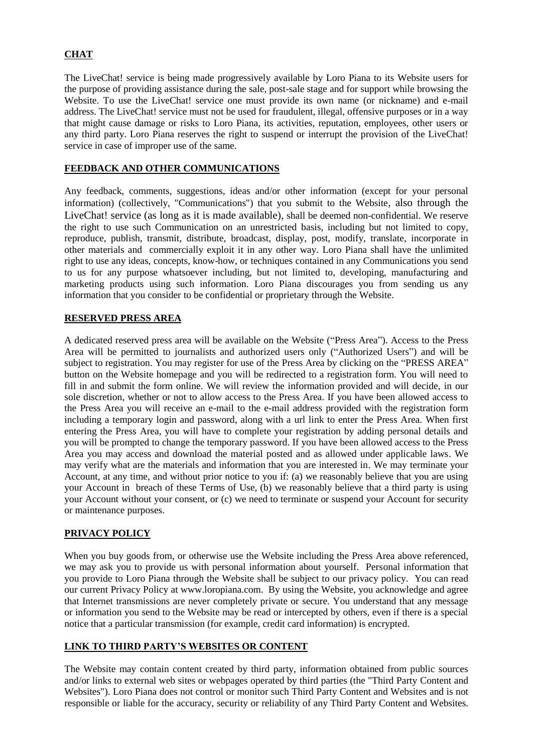## CHAT

The LiveChat! service is being made progressively available by Loro Piana to its Website users for the purpose of providing assistance during the sale, post-sale stage and for support while browsing the Website. To use the LiveChat! service one must provide its own name (or nickname) and e-mail address. The LiveChat! service must not be used for fraudulent, illegal, offensive purposes or in a way that might cause damage or risks to Loro Piana, its activities, reputation, employees, other users or any third party. Loro Piana reserves the right to suspend or interrupt the provision of the LiveChat! service in case of improper use of the same.

## FEEDBACK AND OTHER COMMUNICATIONS

Any feedback, comments, suggestions, ideas and/or other information (except for your personal information) (collectively, "Communications") that you submit to the Website, also through the LiveChat! service (as long as it is made available), shall be deemed non-confidential. We reserve the right to use such Communication on an unrestricted basis, including but not limited to copy, reproduce, publish, transmit, distribute, broadcast, display, post, modify, translate, incorporate in other materials and commercially exploit it in any other way. Loro Piana shall have the unlimited right to use any ideas, concepts, know-how, or techniques contained in any Communications you send to us for any purpose whatsoever including, but not limited to, developing, manufacturing and marketing products using such information. Loro Piana discourages you from sending us any information that you consider to be confidential or proprietary through the Website.

## RESERVED PRESS AREA

A dedicated reserved press area will be available on the Website ("Press Area"). Access to the Press Area will be permitted to journalists and authorized users only ("Authorized Users") and will be subject to registration. You may register for use of the Press Area by clicking on the "PRESS AREA" button on the Website homepage and you will be redirected to a registration form. You will need to fill in and submit the form online. We will review the information provided and will decide, in our sole discretion, whether or not to allow access to the Press Area. If you have been allowed access to the Press Area you will receive an e-mail to the e-mail address provided with the registration form including a temporary login and password, along with a url link to enter the Press Area. When first entering the Press Area, you will have to complete your registration by adding personal details and you will be prompted to change the temporary password. If you have been allowed access to the Press Area you may access and download the material posted and as allowed under applicable laws. We may verify what are the materials and information that you are interested in. We may terminate your Account, at any time, and without prior notice to you if: (a) we reasonably believe that you are using your Account in breach of these Terms of Use, (b) we reasonably believe that a third party is using your Account without your consent, or (c) we need to terminate or suspend your Account for security or maintenance purposes.

## PRIVACY POLICY

When you buy goods from, or otherwise use the Website including the Press Area above referenced, we may ask you to provide us with personal information about yourself. Personal information that you provide to Loro Piana through the Website shall be subject to our privacy policy. You can read our current Privacy Policy at www.loropiana.com. By using the Website, you acknowledge and agree that Internet transmissions are never completely private or secure. You understand that any message or information you send to the Website may be read or intercepted by others, even if there is a special notice that a particular transmission (for example, credit card information) is encrypted.

## LINK TO THIRD PARTY'S WEBSITES OR CONTENT

The Website may contain content created by third party, information obtained from public sources and/or links to external web sites or webpages operated by third parties (the "Third Party Content and Websites"). Loro Piana does not control or monitor such Third Party Content and Websites and is not responsible or liable for the accuracy, security or reliability of any Third Party Content and Websites.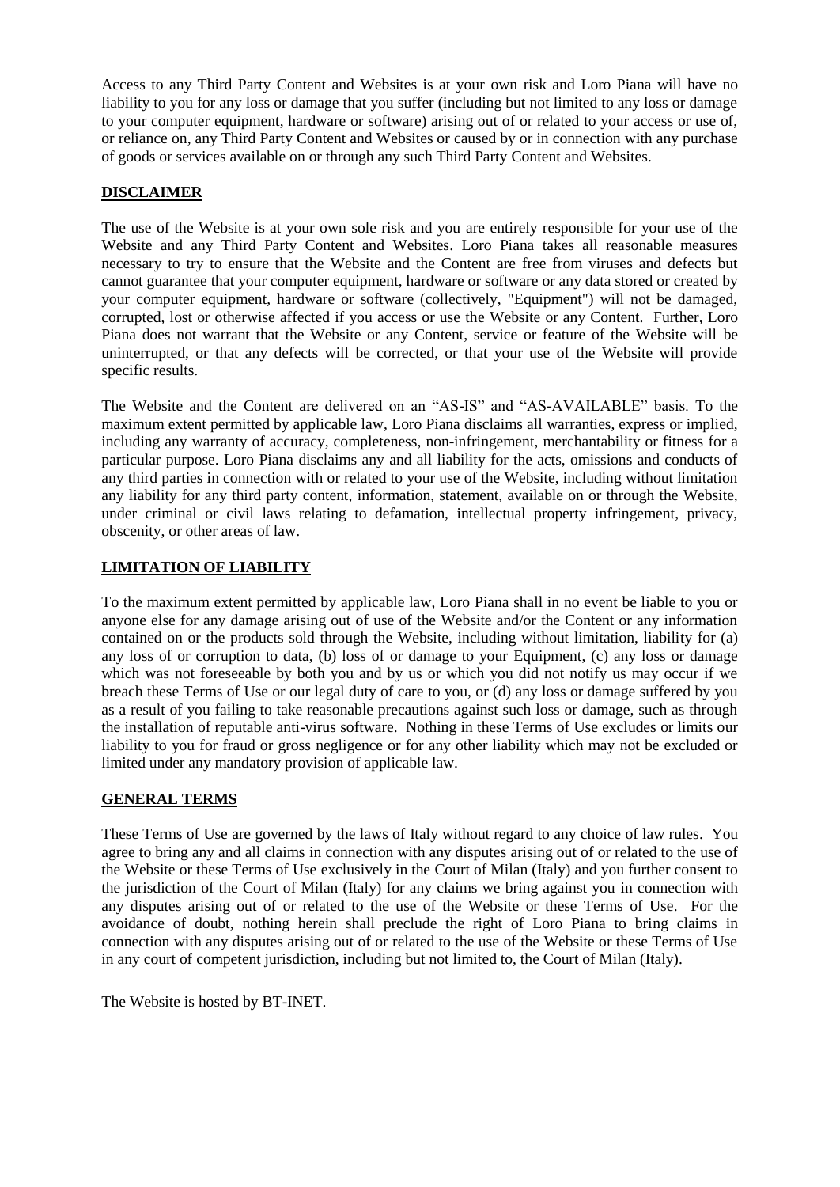Access to any Third Party Content and Websites is at your own risk and Loro Piana will have no liability to you for any loss or damage that you suffer (including but not limited to any loss or damage to your computer equipment, hardware or software) arising out of or related to your access or use of, or reliance on, any Third Party Content and Websites or caused by or in connection with any purchase of goods or services available on or through any such Third Party Content and Websites.

## DISCLAIMER

The use of the Website is at your own sole risk and you are entirely responsible for your use of the Website and any Third Party Content and Websites. Loro Piana takes all reasonable measures necessary to try to ensure that the Website and the Content are free from viruses and defects but cannot guarantee that your computer equipment, hardware or software or any data stored or created by your computer equipment, hardware or software (collectively, "Equipment") will not be damaged, corrupted, lost or otherwise affected if you access or use the Website or any Content. Further, Loro Piana does not warrant that the Website or any Content, service or feature of the Website will be uninterrupted, or that any defects will be corrected, or that your use of the Website will provide specific results.

The Website and the Content are delivered on an "AS-IS" and "AS-AVAILABLE" basis. To the maximum extent permitted by applicable law, Loro Piana disclaims all warranties, express or implied, including any warranty of accuracy, completeness, non-infringement, merchantability or fitness for a particular purpose. Loro Piana disclaims any and all liability for the acts, omissions and conducts of any third parties in connection with or related to your use of the Website, including without limitation any liability for any third party content, information, statement, available on or through the Website, under criminal or civil laws relating to defamation, intellectual property infringement, privacy, obscenity, or other areas of law.

## LIMITATION OF LIABILITY

To the maximum extent permitted by applicable law, Loro Piana shall in no event be liable to you or anyone else for any damage arising out of use of the Website and/or the Content or any information contained on or the products sold through the Website, including without limitation, liability for (a) any loss of or corruption to data, (b) loss of or damage to your Equipment, (c) any loss or damage which was not foreseeable by both you and by us or which you did not notify us may occur if we breach these Terms of Use or our legal duty of care to you, or (d) any loss or damage suffered by you as a result of you failing to take reasonable precautions against such loss or damage, such as through the installation of reputable anti-virus software. Nothing in these Terms of Use excludes or limits our liability to you for fraud or gross negligence or for any other liability which may not be excluded or limited under any mandatory provision of applicable law.

## GENERAL TERMS

These Terms of Use are governed by the laws of Italy without regard to any choice of law rules. You agree to bring any and all claims in connection with any disputes arising out of or related to the use of the Website or these Terms of Use exclusively in the Court of Milan (Italy) and you further consent to the jurisdiction of the Court of Milan (Italy) for any claims we bring against you in connection with any disputes arising out of or related to the use of the Website or these Terms of Use. For the avoidance of doubt, nothing herein shall preclude the right of Loro Piana to bring claims in connection with any disputes arising out of or related to the use of the Website or these Terms of Use in any court of competent jurisdiction, including but not limited to, the Court of Milan (Italy).

The Website is hosted by BT-INET.